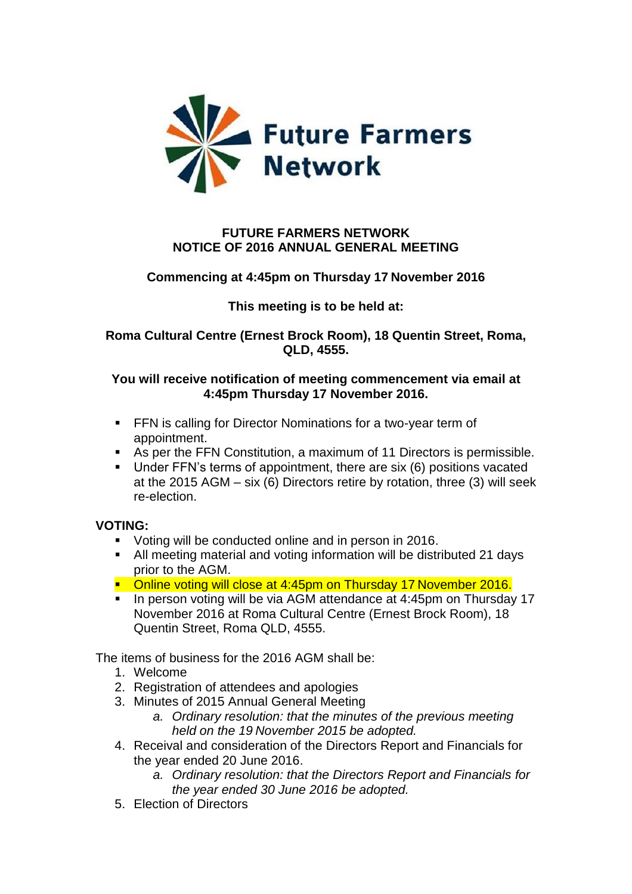**FUTURE FARMERS NETWORK**
**NOTICE OF 2016 ANNUAL GENERAL MEETING**

**Commencing at 4:45pm on Thursday 17 November 2016**

**This meeting is to be held at:**

**Roma Cultural Centre (Ernest Brock Room), 18 Quentin Street, Roma, QLD, 4555.**

**You will receive notification of meeting commencement via email at 4:45pm Thursday 17 November 2016.**

- FFN is calling for Director Nominations for a two-year term of appointment.
- As per the FFN Constitution, a maximum of 11 Directors is permissible.
- Under FFN's terms of appointment, there are six (6) positions vacated at the 2015 AGM – six (6) Directors retire by rotation, three (3) will seek re-election.

**VOTING:**

- Voting will be conducted online and in person in 2016.
- All meeting material and voting information will be distributed 21 days prior to the AGM.
- Online voting will close at 4:45pm on Thursday 17 November 2016.
- In person voting will be via AGM attendance at 4:45pm on Thursday 17 November 2016 at Roma Cultural Centre (Ernest Brock Room), 18 Quentin Street, Roma QLD, 4555.

The items of business for the 2016 AGM shall be:

1. Welcome
2. Registration of attendees and apologies
3. Minutes of 2015 Annual General Meeting
    a. *Ordinary resolution: that the minutes of the previous meeting held on the 19 November 2015 be adopted.*
4. Receival and consideration of the Directors Report and Financials for the year ended 20 June 2016.
    a. *Ordinary resolution: that the Directors Report and Financials for the year ended 30 June 2016 be adopted.*
5. Election of Directors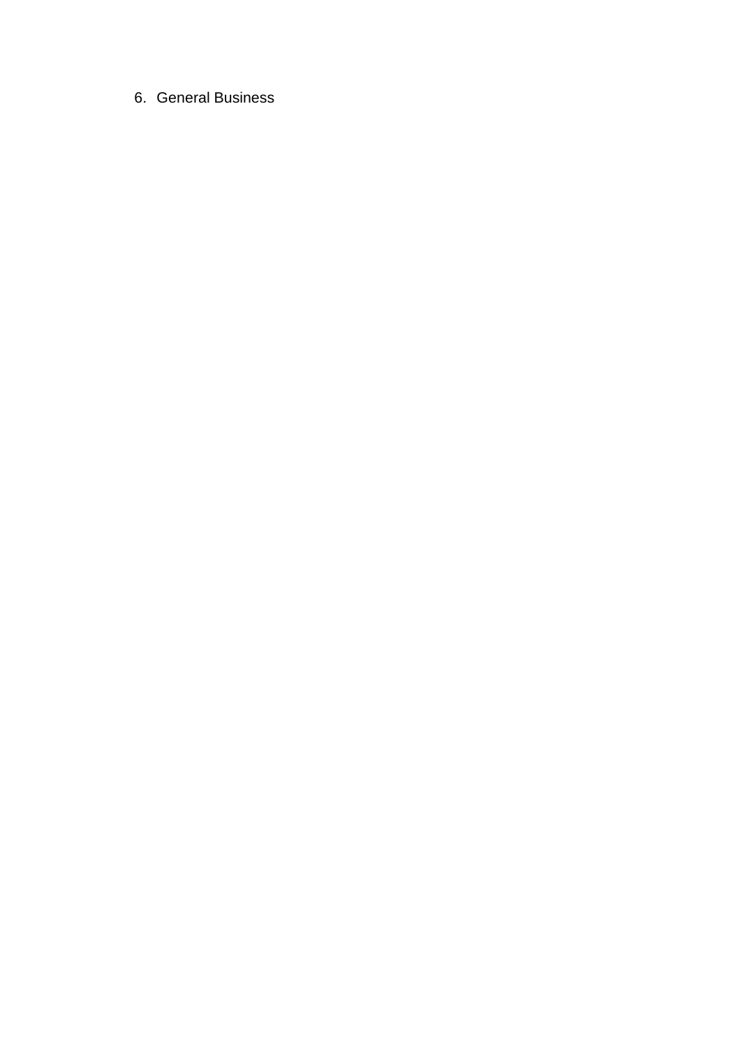6. General Business